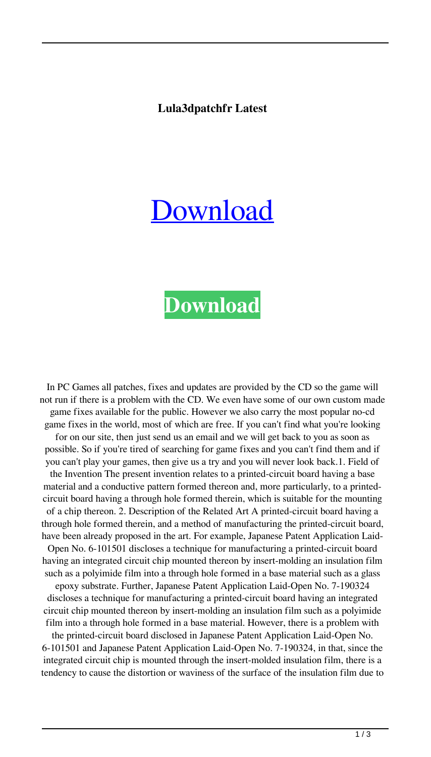**Lula3dpatchfr Latest**

# Download

# **Download**

In PC Games all patches, fixes and updates are provided by the CD so the game will not run if there is a problem with the CD. We even have some of our own custom made game fixes available for the public. However we also carry the most popular no-cd game fixes in the world, most of which are free. If you can't find what you're looking for on our site, then just send us an email and we will get back to you as soon as possible. So if you're tired of searching for game fixes and you can't find them and if you can't play your games, then give us a try and you will never look back.1. Field of the Invention The present invention relates to a printed-circuit board having a base material and a conductive pattern formed thereon and, more particularly, to a printed-circuit board having a through hole formed therein, which is suitable for the mounting of a chip thereon. 2. Description of the Related Art A printed-circuit board having a through hole formed therein, and a method of manufacturing the printed-circuit board, have been already proposed in the art. For example, Japanese Patent Application Laid-Open No. 6-101501 discloses a technique for manufacturing a printed-circuit board having an integrated circuit chip mounted thereon by insert-molding an insulation film such as a polyimide film into a through hole formed in a base material such as a glass epoxy substrate. Further, Japanese Patent Application Laid-Open No. 7-190324 discloses a technique for manufacturing a printed-circuit board having an integrated circuit chip mounted thereon by insert-molding an insulation film such as a polyimide film into a through hole formed in a base material. However, there is a problem with the printed-circuit board disclosed in Japanese Patent Application Laid-Open No. 6-101501 and Japanese Patent Application Laid-Open No. 7-190324, in that, since the integrated circuit chip is mounted through the insert-molded insulation film, there is a tendency to cause the distortion or waviness of the surface of the insulation film due to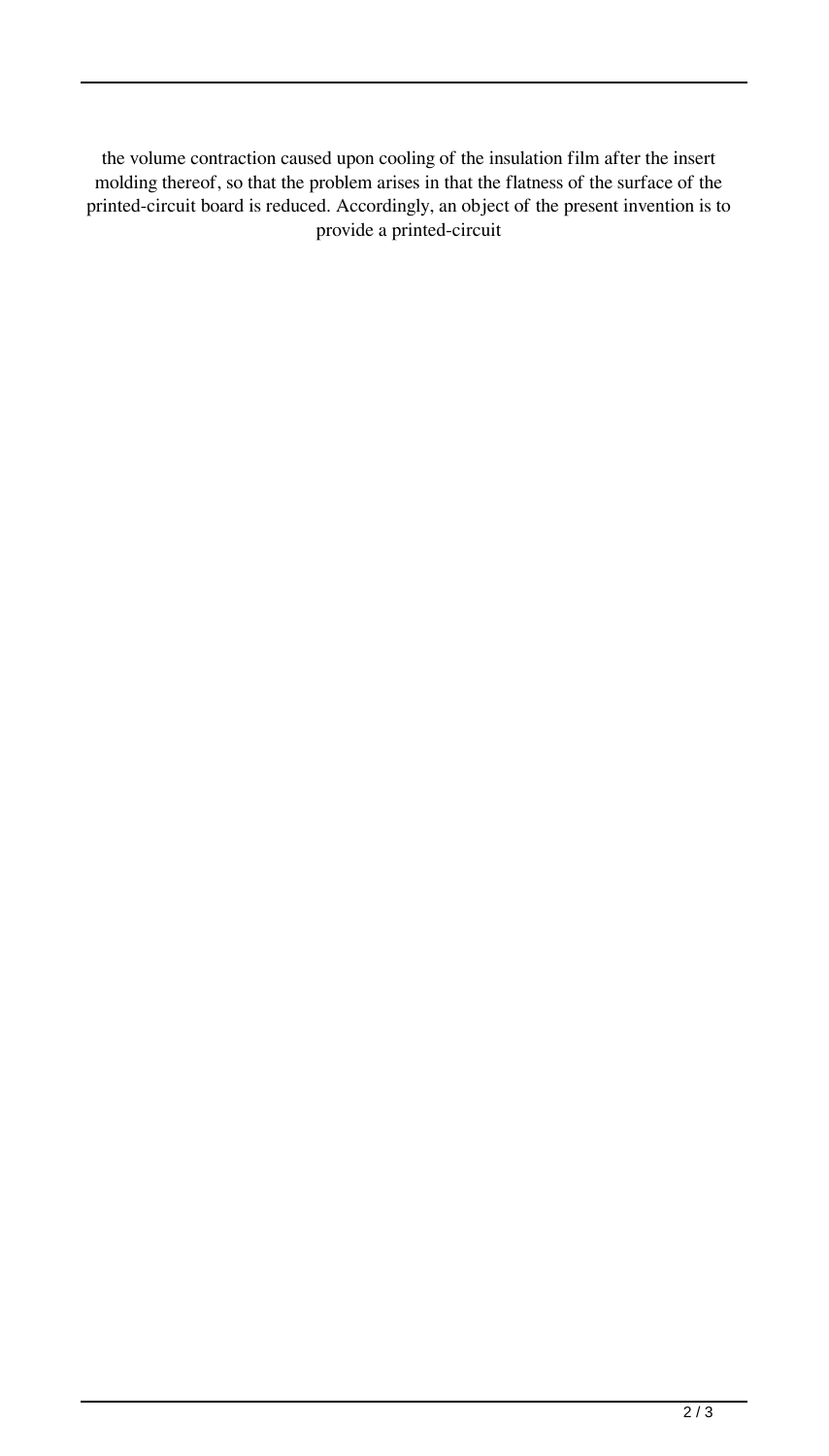the volume contraction caused upon cooling of the insulation film after the insert molding thereof, so that the problem arises in that the flatness of the surface of the printed-circuit board is reduced. Accordingly, an object of the present invention is to provide a printed-circuit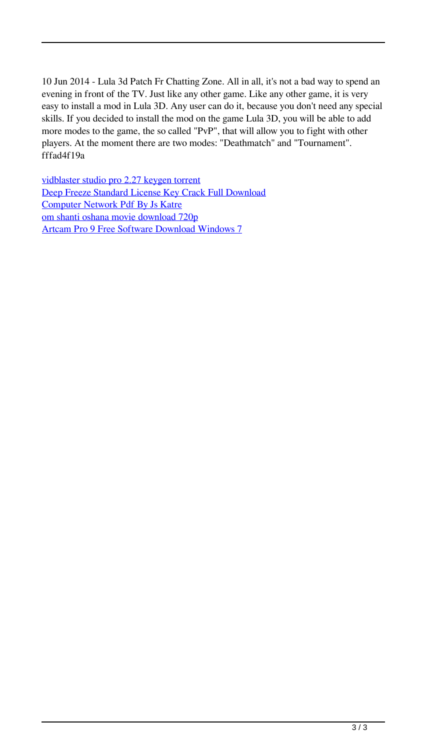10 Jun 2014 - Lula 3d Patch Fr Chatting Zone. All in all, it's not a bad way to spend an evening in front of the TV. Just like any other game. Like any other game, it is very easy to install a mod in Lula 3D. Any user can do it, because you don't need any special skills. If you decided to install the mod on the game Lula 3D, you will be able to add more modes to the game, the so called "PvP", that will allow you to fight with other players. At the moment there are two modes: "Deathmatch" and "Tournament". fffad4f19a

vidblaster studio pro 2.27 keygen torrent
Deep Freeze Standard License Key Crack Full Download
Computer Network Pdf By Js Katre
om shanti oshana movie download 720p
Artcam Pro 9 Free Software Download Windows 7